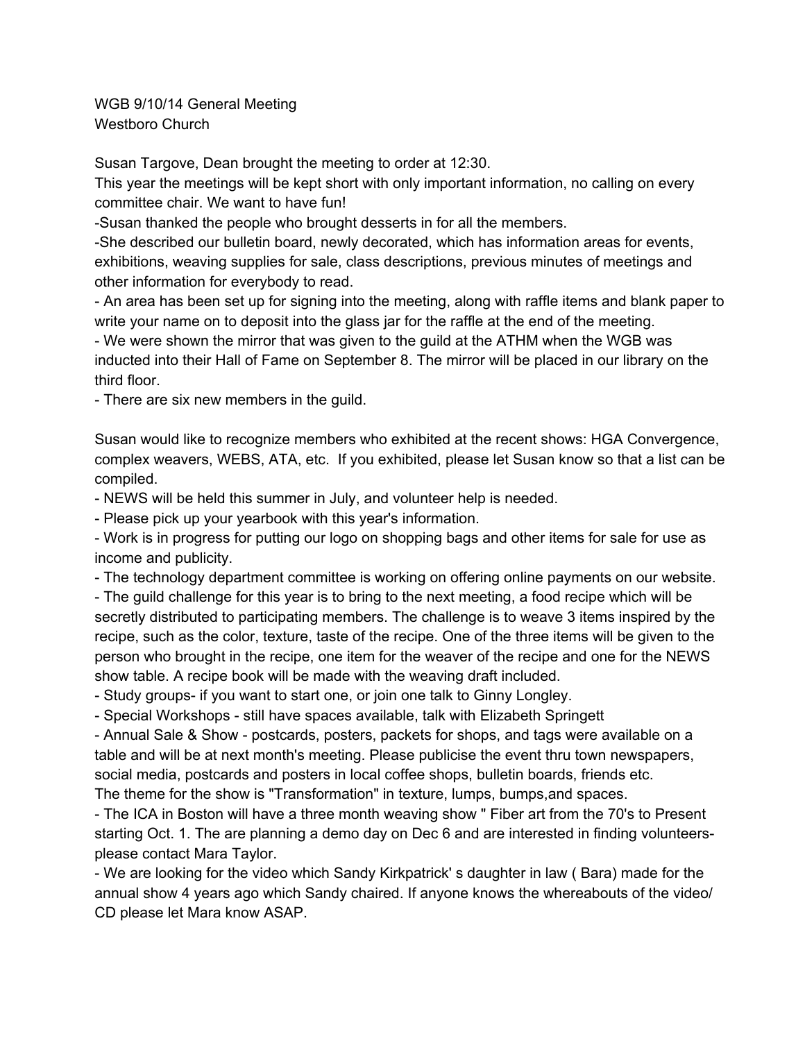WGB 9/10/14 General Meeting
Westboro Church

Susan Targove, Dean brought the meeting to order at 12:30.
This year the meetings will be kept short with only important information, no calling on every committee chair. We want to have fun!
-Susan thanked the people who brought desserts in for all the members.
-She described our bulletin board, newly decorated, which has information areas for events, exhibitions, weaving supplies for sale, class descriptions, previous minutes of meetings and other information for everybody to read.
- An area has been set up for signing into the meeting, along with raffle items and blank paper to write your name on to deposit into the glass jar for the raffle at the end of the meeting.
- We were shown the mirror that was given to the guild at the ATHM when the WGB was inducted into their Hall of Fame on September 8. The mirror will be placed in our library on the third floor.
- There are six new members in the guild.

Susan would like to recognize members who exhibited at the recent shows: HGA Convergence, complex weavers, WEBS, ATA, etc. If you exhibited, please let Susan know so that a list can be compiled.
- NEWS will be held this summer in July, and volunteer help is needed.
- Please pick up your yearbook with this year's information.
- Work is in progress for putting our logo on shopping bags and other items for sale for use as income and publicity.
- The technology department committee is working on offering online payments on our website.
- The guild challenge for this year is to bring to the next meeting, a food recipe which will be secretly distributed to participating members. The challenge is to weave 3 items inspired by the recipe, such as the color, texture, taste of the recipe. One of the three items will be given to the person who brought in the recipe, one item for the weaver of the recipe and one for the NEWS show table. A recipe book will be made with the weaving draft included.
- Study groups- if you want to start one, or join one talk to Ginny Longley.
- Special Workshops - still have spaces available, talk with Elizabeth Springett
- Annual Sale & Show - postcards, posters, packets for shops, and tags were available on a table and will be at next month's meeting. Please publicise the event thru town newspapers, social media, postcards and posters in local coffee shops, bulletin boards, friends etc.
The theme for the show is "Transformation" in texture, lumps, bumps,and spaces.
- The ICA in Boston will have a three month weaving show " Fiber art from the 70's to Present starting Oct. 1. The are planning a demo day on Dec 6 and are interested in finding volunteers- please contact Mara Taylor.
- We are looking for the video which Sandy Kirkpatrick' s daughter in law ( Bara) made for the annual show 4 years ago which Sandy chaired. If anyone knows the whereabouts of the video/ CD please let Mara know ASAP.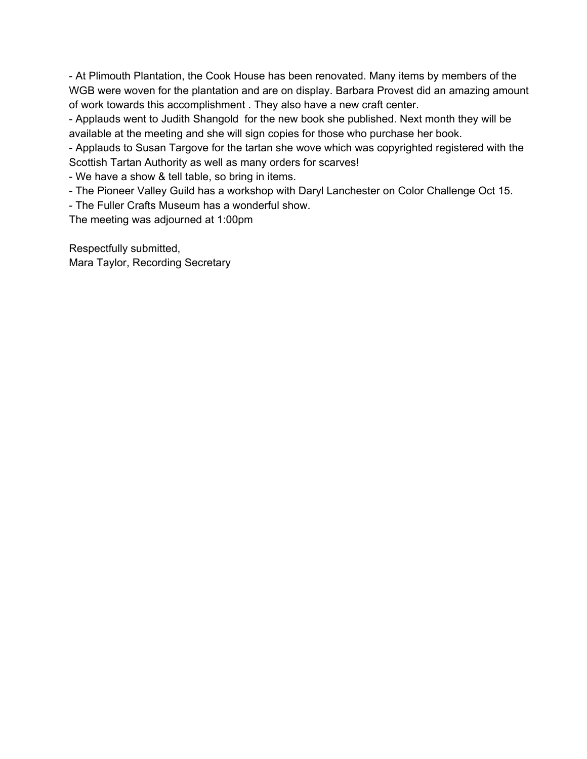- At Plimouth Plantation, the Cook House has been renovated. Many items by members of the WGB were woven for the plantation and are on display. Barbara Provest did an amazing amount of work towards this accomplishment . They also have a new craft center.
- Applauds went to Judith Shangold  for the new book she published. Next month they will be available at the meeting and she will sign copies for those who purchase her book.
- Applauds to Susan Targove for the tartan she wove which was copyrighted registered with the Scottish Tartan Authority as well as many orders for scarves!
- We have a show & tell table, so bring in items.
- The Pioneer Valley Guild has a workshop with Daryl Lanchester on Color Challenge Oct 15.
- The Fuller Crafts Museum has a wonderful show.

The meeting was adjourned at 1:00pm

Respectfully submitted,
Mara Taylor, Recording Secretary